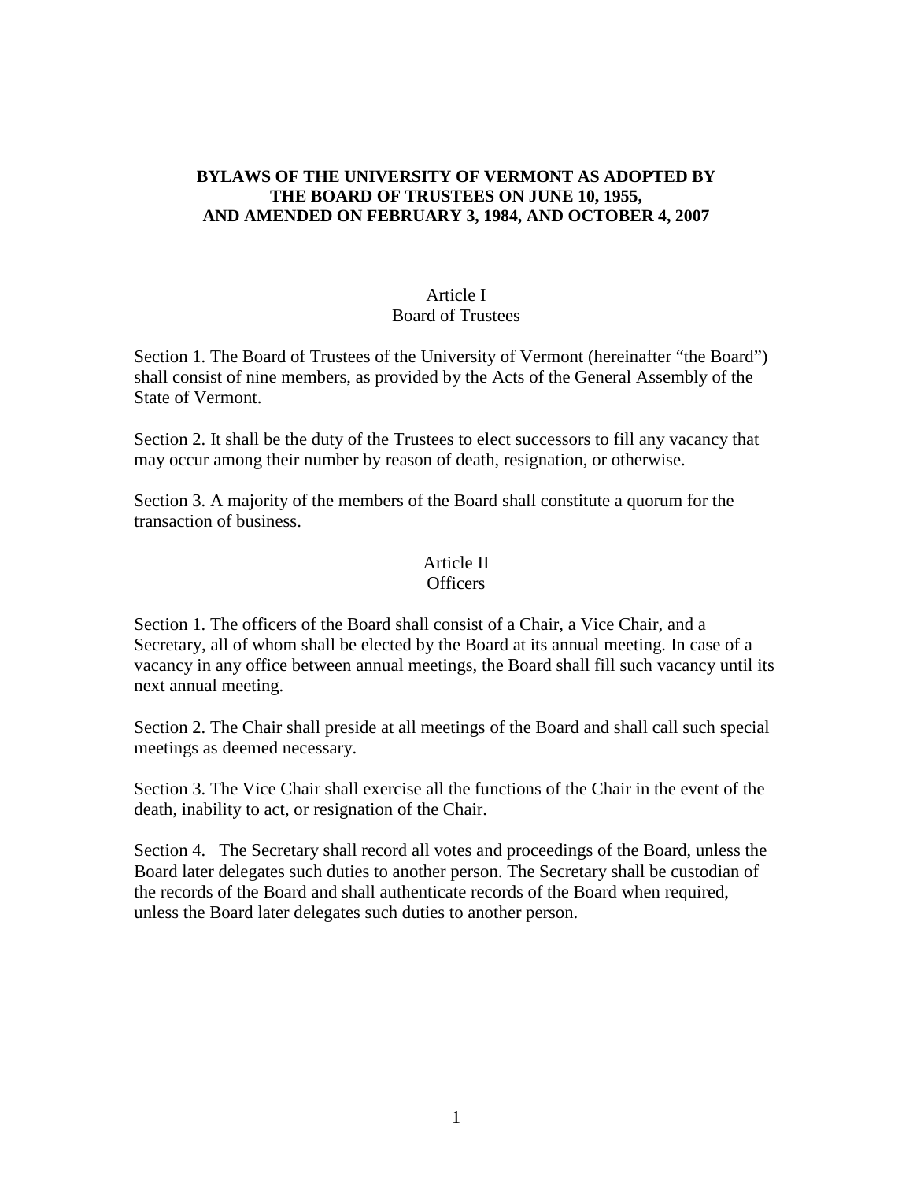# BYLAWS OF THE UNIVERSITY OF VERMONT AS ADOPTED BY THE BOARD OF TRUSTEES ON JUNE 10, 1955, AND AMENDED ON FEBRUARY 3, 1984, AND OCTOBER 4, 2007

## Article I
## Board of Trustees

Section 1. The Board of Trustees of the University of Vermont (hereinafter "the Board") shall consist of nine members, as provided by the Acts of the General Assembly of the State of Vermont.

Section 2. It shall be the duty of the Trustees to elect successors to fill any vacancy that may occur among their number by reason of death, resignation, or otherwise.

Section 3. A majority of the members of the Board shall constitute a quorum for the transaction of business.

## Article II
## Officers

Section 1. The officers of the Board shall consist of a Chair, a Vice Chair, and a Secretary, all of whom shall be elected by the Board at its annual meeting. In case of a vacancy in any office between annual meetings, the Board shall fill such vacancy until its next annual meeting.

Section 2. The Chair shall preside at all meetings of the Board and shall call such special meetings as deemed necessary.

Section 3. The Vice Chair shall exercise all the functions of the Chair in the event of the death, inability to act, or resignation of the Chair.

Section 4. The Secretary shall record all votes and proceedings of the Board, unless the Board later delegates such duties to another person. The Secretary shall be custodian of the records of the Board and shall authenticate records of the Board when required, unless the Board later delegates such duties to another person.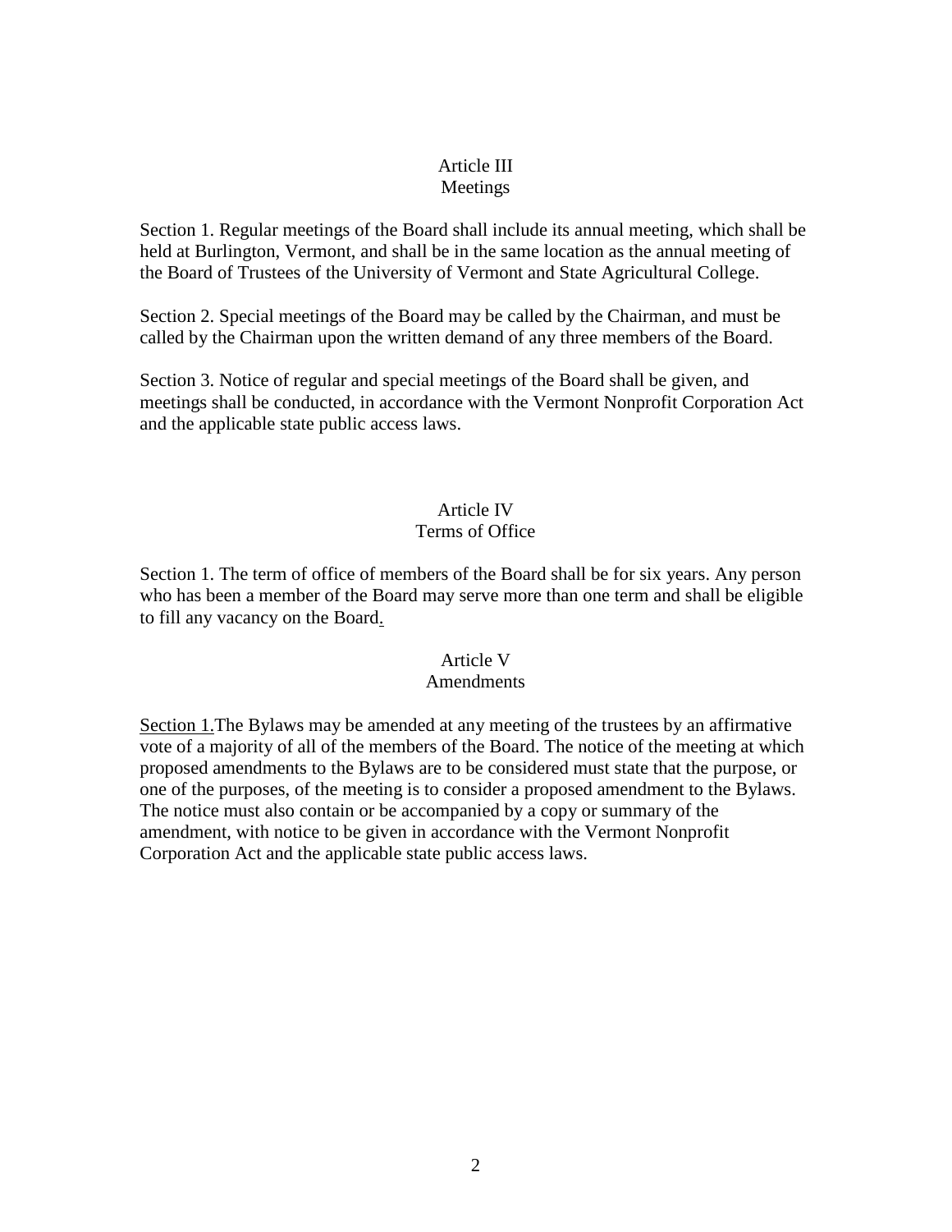## Article III
## Meetings

Section 1. Regular meetings of the Board shall include its annual meeting, which shall be held at Burlington, Vermont, and shall be in the same location as the annual meeting of the Board of Trustees of the University of Vermont and State Agricultural College.

Section 2. Special meetings of the Board may be called by the Chairman, and must be called by the Chairman upon the written demand of any three members of the Board.

Section 3. Notice of regular and special meetings of the Board shall be given, and meetings shall be conducted, in accordance with the Vermont Nonprofit Corporation Act and the applicable state public access laws.

## Article IV
## Terms of Office

Section 1. The term of office of members of the Board shall be for six years. Any person who has been a member of the Board may serve more than one term and shall be eligible to fill any vacancy on the Board.

## Article V
## Amendments

Section 1.The Bylaws may be amended at any meeting of the trustees by an affirmative vote of a majority of all of the members of the Board. The notice of the meeting at which proposed amendments to the Bylaws are to be considered must state that the purpose, or one of the purposes, of the meeting is to consider a proposed amendment to the Bylaws. The notice must also contain or be accompanied by a copy or summary of the amendment, with notice to be given in accordance with the Vermont Nonprofit Corporation Act and the applicable state public access laws.